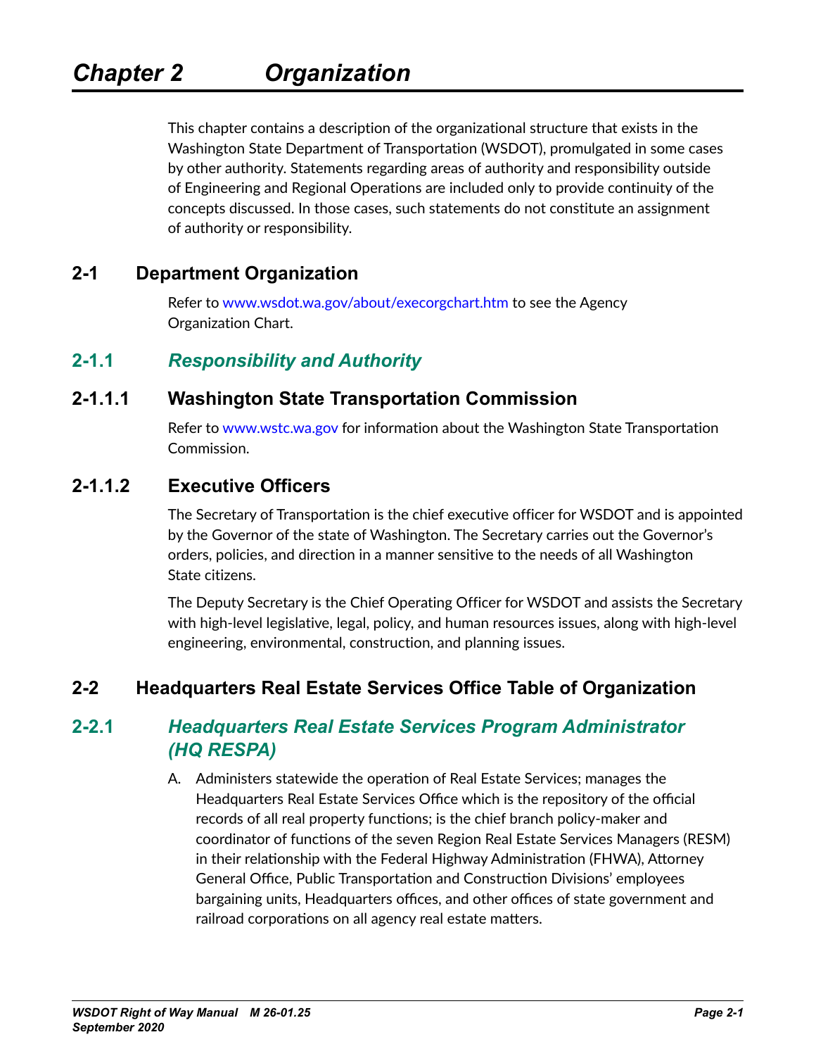# Chapter 2 Organization

This chapter contains a description of the organizational structure that exists in the Washington State Department of Transportation (WSDOT), promulgated in some cases by other authority. Statements regarding areas of authority and responsibility outside of Engineering and Regional Operations are included only to provide continuity of the concepts discussed. In those cases, such statements do not constitute an assignment of authority or responsibility.

## 2-1 Department Organization

Refer to www.wsdot.wa.gov/about/execorgchart.htm to see the Agency Organization Chart.

### 2-1.1 *Responsibility and Authority*

#### 2-1.1.1 Washington State Transportation Commission

Refer to www.wstc.wa.gov for information about the Washington State Transportation Commission.

#### 2-1.1.2 Executive Officers

The Secretary of Transportation is the chief executive officer for WSDOT and is appointed by the Governor of the state of Washington. The Secretary carries out the Governor's orders, policies, and direction in a manner sensitive to the needs of all Washington State citizens.

The Deputy Secretary is the Chief Operating Officer for WSDOT and assists the Secretary with high-level legislative, legal, policy, and human resources issues, along with high-level engineering, environmental, construction, and planning issues.

## 2-2 Headquarters Real Estate Services Office Table of Organization

### 2-2.1 *Headquarters Real Estate Services Program Administrator (HQ RESPA)*

A. Administers statewide the operation of Real Estate Services; manages the Headquarters Real Estate Services Office which is the repository of the official records of all real property functions; is the chief branch policy-maker and coordinator of functions of the seven Region Real Estate Services Managers (RESM) in their relationship with the Federal Highway Administration (FHWA), Attorney General Office, Public Transportation and Construction Divisions' employees bargaining units, Headquarters offices, and other offices of state government and railroad corporations on all agency real estate matters.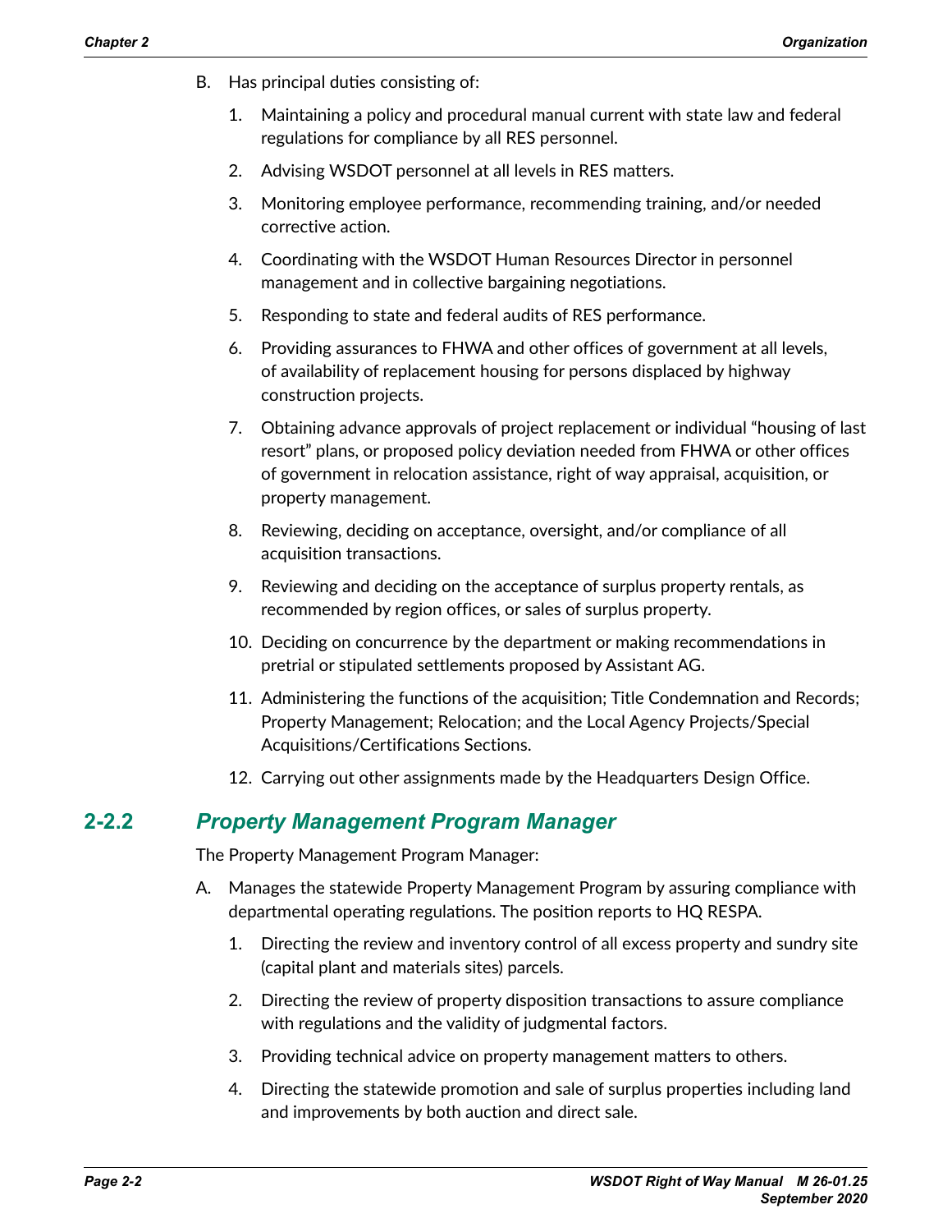B. Has principal duties consisting of:

1. Maintaining a policy and procedural manual current with state law and federal regulations for compliance by all RES personnel.
2. Advising WSDOT personnel at all levels in RES matters.
3. Monitoring employee performance, recommending training, and/or needed corrective action.
4. Coordinating with the WSDOT Human Resources Director in personnel management and in collective bargaining negotiations.
5. Responding to state and federal audits of RES performance.
6. Providing assurances to FHWA and other offices of government at all levels, of availability of replacement housing for persons displaced by highway construction projects.
7. Obtaining advance approvals of project replacement or individual "housing of last resort" plans, or proposed policy deviation needed from FHWA or other offices of government in relocation assistance, right of way appraisal, acquisition, or property management.
8. Reviewing, deciding on acceptance, oversight, and/or compliance of all acquisition transactions.
9. Reviewing and deciding on the acceptance of surplus property rentals, as recommended by region offices, or sales of surplus property.
10. Deciding on concurrence by the department or making recommendations in pretrial or stipulated settlements proposed by Assistant AG.
11. Administering the functions of the acquisition; Title Condemnation and Records; Property Management; Relocation; and the Local Agency Projects/Special Acquisitions/Certifications Sections.
12. Carrying out other assignments made by the Headquarters Design Office.

## 2-2.2 *Property Management Program Manager*

The Property Management Program Manager:

A. Manages the statewide Property Management Program by assuring compliance with departmental operating regulations. The position reports to HQ RESPA.

1. Directing the review and inventory control of all excess property and sundry site (capital plant and materials sites) parcels.
2. Directing the review of property disposition transactions to assure compliance with regulations and the validity of judgmental factors.
3. Providing technical advice on property management matters to others.
4. Directing the statewide promotion and sale of surplus properties including land and improvements by both auction and direct sale.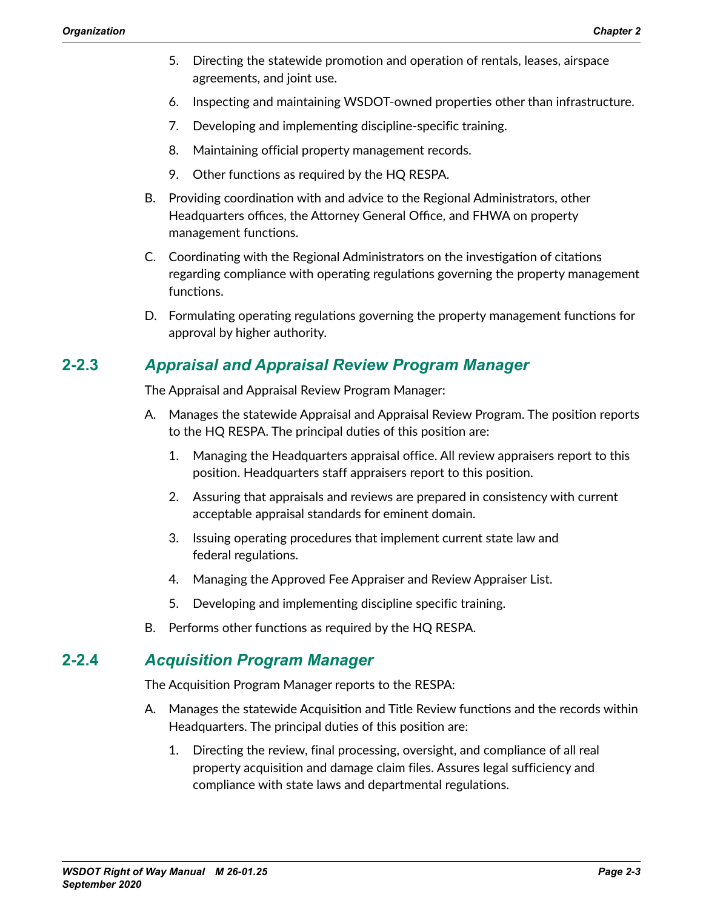5. Directing the statewide promotion and operation of rentals, leases, airspace agreements, and joint use.
6. Inspecting and maintaining WSDOT-owned properties other than infrastructure.
7. Developing and implementing discipline-specific training.
8. Maintaining official property management records.
9. Other functions as required by the HQ RESPA.

B. Providing coordination with and advice to the Regional Administrators, other Headquarters offices, the Attorney General Office, and FHWA on property management functions.

C. Coordinating with the Regional Administrators on the investigation of citations regarding compliance with operating regulations governing the property management functions.

D. Formulating operating regulations governing the property management functions for approval by higher authority.

## 2-2.3 *Appraisal and Appraisal Review Program Manager*

The Appraisal and Appraisal Review Program Manager:

A. Manages the statewide Appraisal and Appraisal Review Program. The position reports to the HQ RESPA. The principal duties of this position are:

1. Managing the Headquarters appraisal office. All review appraisers report to this position. Headquarters staff appraisers report to this position.
2. Assuring that appraisals and reviews are prepared in consistency with current acceptable appraisal standards for eminent domain.
3. Issuing operating procedures that implement current state law and federal regulations.
4. Managing the Approved Fee Appraiser and Review Appraiser List.
5. Developing and implementing discipline specific training.

B. Performs other functions as required by the HQ RESPA.

## 2-2.4 *Acquisition Program Manager*

The Acquisition Program Manager reports to the RESPA:

A. Manages the statewide Acquisition and Title Review functions and the records within Headquarters. The principal duties of this position are:

1. Directing the review, final processing, oversight, and compliance of all real property acquisition and damage claim files. Assures legal sufficiency and compliance with state laws and departmental regulations.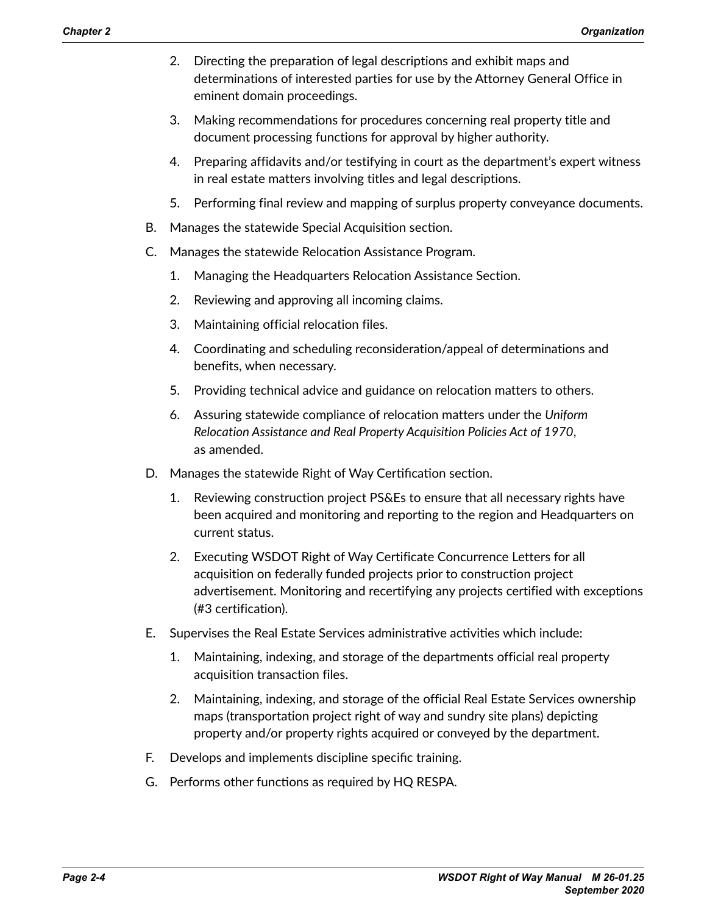2. Directing the preparation of legal descriptions and exhibit maps and determinations of interested parties for use by the Attorney General Office in eminent domain proceedings.

3. Making recommendations for procedures concerning real property title and document processing functions for approval by higher authority.

4. Preparing affidavits and/or testifying in court as the department's expert witness in real estate matters involving titles and legal descriptions.

5. Performing final review and mapping of surplus property conveyance documents.

B. Manages the statewide Special Acquisition section.

C. Manages the statewide Relocation Assistance Program.

   1. Managing the Headquarters Relocation Assistance Section.

   2. Reviewing and approving all incoming claims.

   3. Maintaining official relocation files.

   4. Coordinating and scheduling reconsideration/appeal of determinations and benefits, when necessary.

   5. Providing technical advice and guidance on relocation matters to others.

   6. Assuring statewide compliance of relocation matters under the *Uniform Relocation Assistance and Real Property Acquisition Policies Act of 1970*, as amended.

D. Manages the statewide Right of Way Certification section.

   1. Reviewing construction project PS&Es to ensure that all necessary rights have been acquired and monitoring and reporting to the region and Headquarters on current status.

   2. Executing WSDOT Right of Way Certificate Concurrence Letters for all acquisition on federally funded projects prior to construction project advertisement. Monitoring and recertifying any projects certified with exceptions (#3 certification).

E. Supervises the Real Estate Services administrative activities which include:

   1. Maintaining, indexing, and storage of the departments official real property acquisition transaction files.

   2. Maintaining, indexing, and storage of the official Real Estate Services ownership maps (transportation project right of way and sundry site plans) depicting property and/or property rights acquired or conveyed by the department.

F. Develops and implements discipline specific training.

G. Performs other functions as required by HQ RESPA.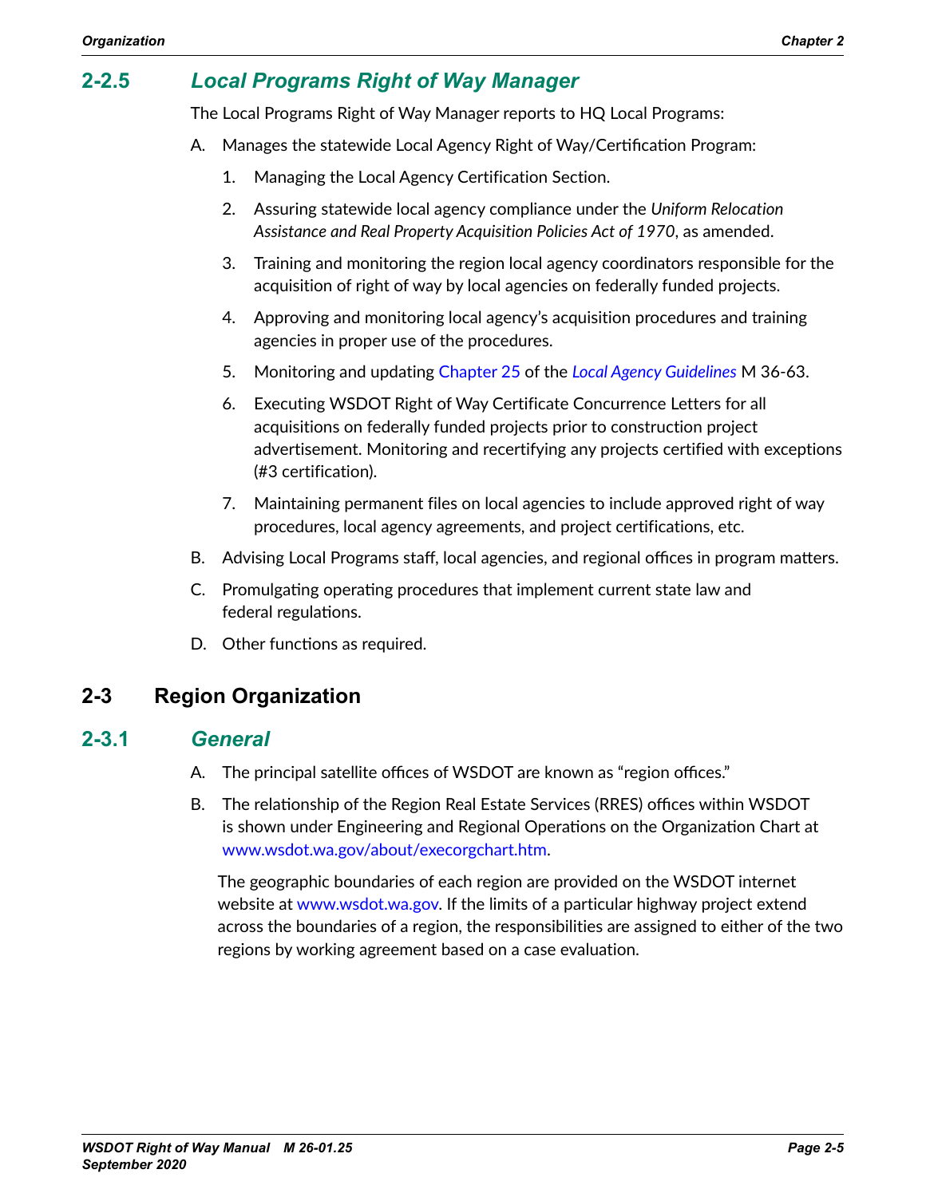### 2-2.5 *Local Programs Right of Way Manager*

The Local Programs Right of Way Manager reports to HQ Local Programs:

A. Manages the statewide Local Agency Right of Way/Certification Program:

   1. Managing the Local Agency Certification Section.

   2. Assuring statewide local agency compliance under the *Uniform Relocation Assistance and Real Property Acquisition Policies Act of 1970*, as amended.

   3. Training and monitoring the region local agency coordinators responsible for the acquisition of right of way by local agencies on federally funded projects.

   4. Approving and monitoring local agency's acquisition procedures and training agencies in proper use of the procedures.

   5. Monitoring and updating Chapter 25 of the *Local Agency Guidelines* M 36-63.

   6. Executing WSDOT Right of Way Certificate Concurrence Letters for all acquisitions on federally funded projects prior to construction project advertisement. Monitoring and recertifying any projects certified with exceptions (#3 certification).

   7. Maintaining permanent files on local agencies to include approved right of way procedures, local agency agreements, and project certifications, etc.

B. Advising Local Programs staff, local agencies, and regional offices in program matters.

C. Promulgating operating procedures that implement current state law and federal regulations.

D. Other functions as required.

## 2-3 Region Organization

### 2-3.1 *General*

A. The principal satellite offices of WSDOT are known as "region offices."

B. The relationship of the Region Real Estate Services (RRES) offices within WSDOT is shown under Engineering and Regional Operations on the Organization Chart at www.wsdot.wa.gov/about/execorgchart.htm.

   The geographic boundaries of each region are provided on the WSDOT internet website at www.wsdot.wa.gov. If the limits of a particular highway project extend across the boundaries of a region, the responsibilities are assigned to either of the two regions by working agreement based on a case evaluation.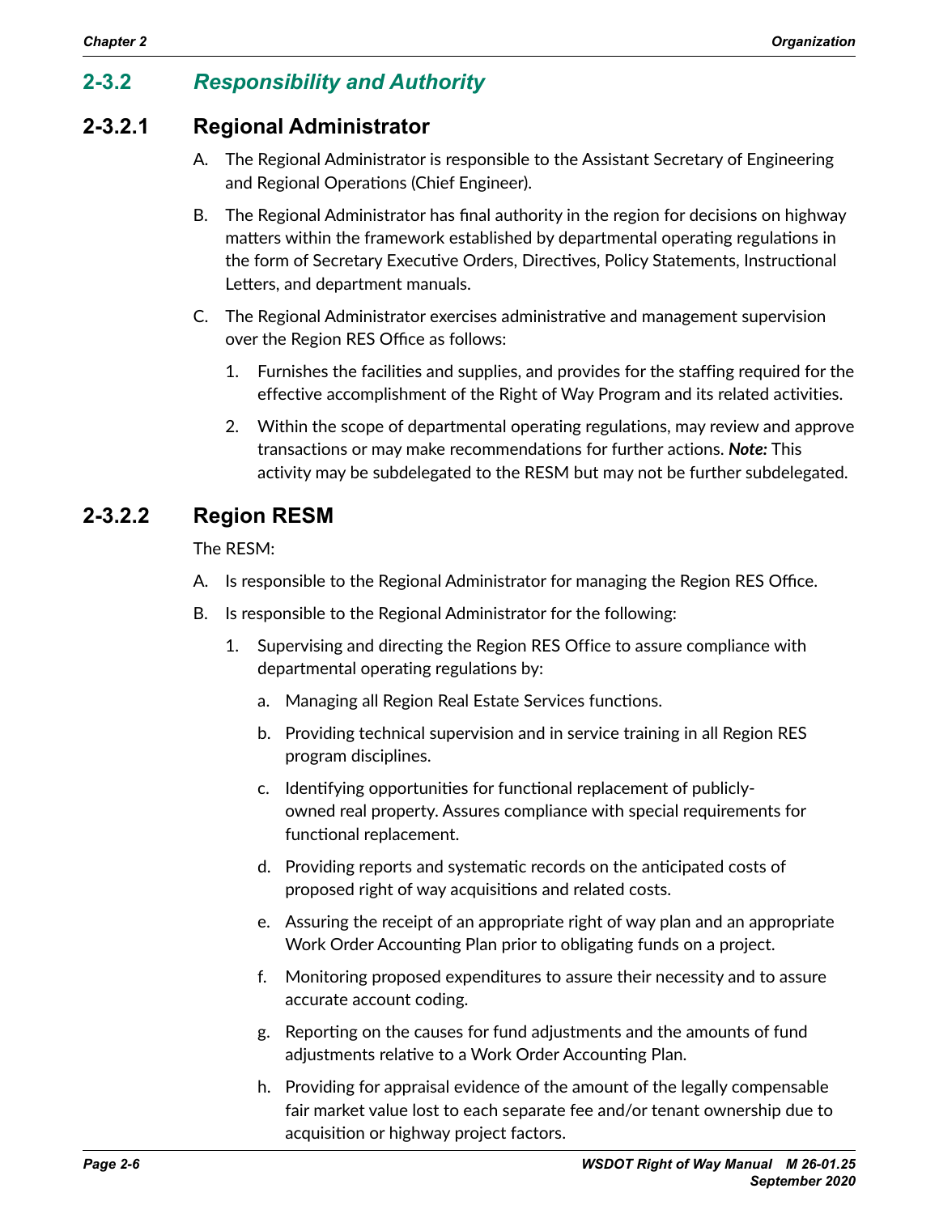## 2-3.2 *Responsibility and Authority*

### 2-3.2.1 Regional Administrator

A. The Regional Administrator is responsible to the Assistant Secretary of Engineering and Regional Operations (Chief Engineer).

B. The Regional Administrator has final authority in the region for decisions on highway matters within the framework established by departmental operating regulations in the form of Secretary Executive Orders, Directives, Policy Statements, Instructional Letters, and department manuals.

C. The Regional Administrator exercises administrative and management supervision over the Region RES Office as follows:

   1. Furnishes the facilities and supplies, and provides for the staffing required for the effective accomplishment of the Right of Way Program and its related activities.

   2. Within the scope of departmental operating regulations, may review and approve transactions or may make recommendations for further actions. ***Note:*** This activity may be subdelegated to the RESM but may not be further subdelegated.

### 2-3.2.2 Region RESM

The RESM:

A. Is responsible to the Regional Administrator for managing the Region RES Office.

B. Is responsible to the Regional Administrator for the following:

   1. Supervising and directing the Region RES Office to assure compliance with departmental operating regulations by:

      a. Managing all Region Real Estate Services functions.

      b. Providing technical supervision and in service training in all Region RES program disciplines.

      c. Identifying opportunities for functional replacement of publicly-owned real property. Assures compliance with special requirements for functional replacement.

      d. Providing reports and systematic records on the anticipated costs of proposed right of way acquisitions and related costs.

      e. Assuring the receipt of an appropriate right of way plan and an appropriate Work Order Accounting Plan prior to obligating funds on a project.

      f. Monitoring proposed expenditures to assure their necessity and to assure accurate account coding.

      g. Reporting on the causes for fund adjustments and the amounts of fund adjustments relative to a Work Order Accounting Plan.

      h. Providing for appraisal evidence of the amount of the legally compensable fair market value lost to each separate fee and/or tenant ownership due to acquisition or highway project factors.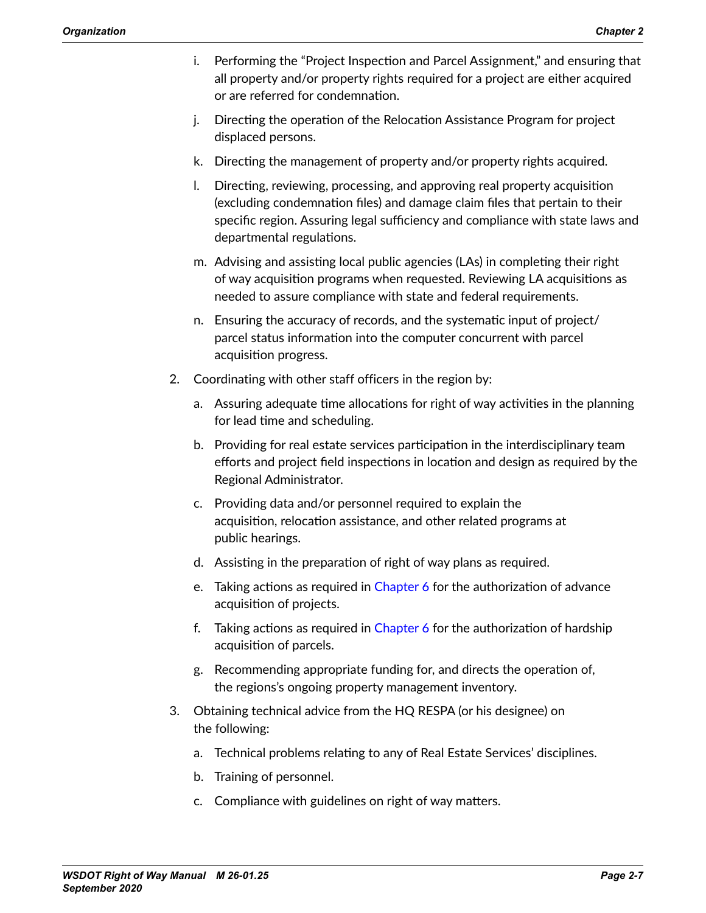i. Performing the "Project Inspection and Parcel Assignment," and ensuring that all property and/or property rights required for a project are either acquired or are referred for condemnation.

j. Directing the operation of the Relocation Assistance Program for project displaced persons.

k. Directing the management of property and/or property rights acquired.

l. Directing, reviewing, processing, and approving real property acquisition (excluding condemnation files) and damage claim files that pertain to their specific region. Assuring legal sufficiency and compliance with state laws and departmental regulations.

m. Advising and assisting local public agencies (LAs) in completing their right of way acquisition programs when requested. Reviewing LA acquisitions as needed to assure compliance with state and federal requirements.

n. Ensuring the accuracy of records, and the systematic input of project/parcel status information into the computer concurrent with parcel acquisition progress.

2. Coordinating with other staff officers in the region by:

   a. Assuring adequate time allocations for right of way activities in the planning for lead time and scheduling.

   b. Providing for real estate services participation in the interdisciplinary team efforts and project field inspections in location and design as required by the Regional Administrator.

   c. Providing data and/or personnel required to explain the acquisition, relocation assistance, and other related programs at public hearings.

   d. Assisting in the preparation of right of way plans as required.

   e. Taking actions as required in Chapter 6 for the authorization of advance acquisition of projects.

   f. Taking actions as required in Chapter 6 for the authorization of hardship acquisition of parcels.

   g. Recommending appropriate funding for, and directs the operation of, the regions's ongoing property management inventory.

3. Obtaining technical advice from the HQ RESPA (or his designee) on the following:

   a. Technical problems relating to any of Real Estate Services' disciplines.

   b. Training of personnel.

   c. Compliance with guidelines on right of way matters.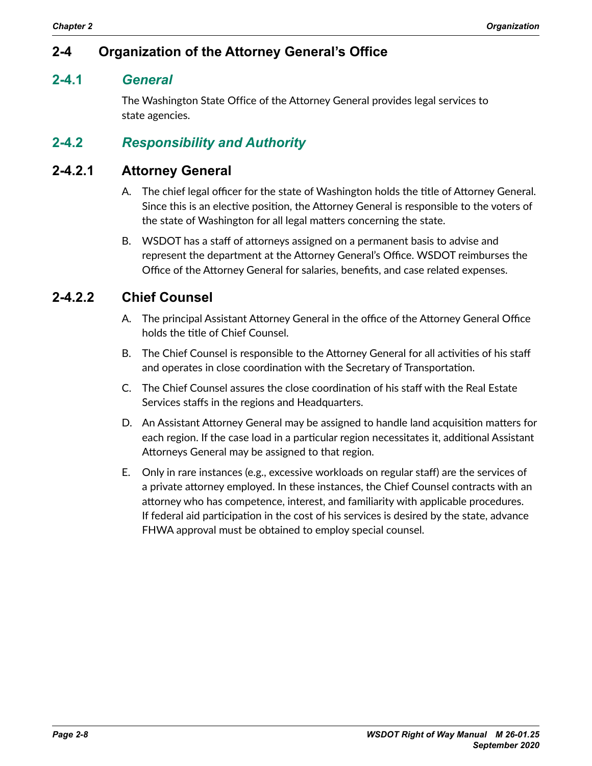## 2-4 Organization of the Attorney General's Office

### 2-4.1 *General*

The Washington State Office of the Attorney General provides legal services to state agencies.

### 2-4.2 *Responsibility and Authority*

#### 2-4.2.1 Attorney General

A. The chief legal officer for the state of Washington holds the title of Attorney General. Since this is an elective position, the Attorney General is responsible to the voters of the state of Washington for all legal matters concerning the state.

B. WSDOT has a staff of attorneys assigned on a permanent basis to advise and represent the department at the Attorney General's Office. WSDOT reimburses the Office of the Attorney General for salaries, benefits, and case related expenses.

#### 2-4.2.2 Chief Counsel

A. The principal Assistant Attorney General in the office of the Attorney General Office holds the title of Chief Counsel.

B. The Chief Counsel is responsible to the Attorney General for all activities of his staff and operates in close coordination with the Secretary of Transportation.

C. The Chief Counsel assures the close coordination of his staff with the Real Estate Services staffs in the regions and Headquarters.

D. An Assistant Attorney General may be assigned to handle land acquisition matters for each region. If the case load in a particular region necessitates it, additional Assistant Attorneys General may be assigned to that region.

E. Only in rare instances (e.g., excessive workloads on regular staff) are the services of a private attorney employed. In these instances, the Chief Counsel contracts with an attorney who has competence, interest, and familiarity with applicable procedures. If federal aid participation in the cost of his services is desired by the state, advance FHWA approval must be obtained to employ special counsel.